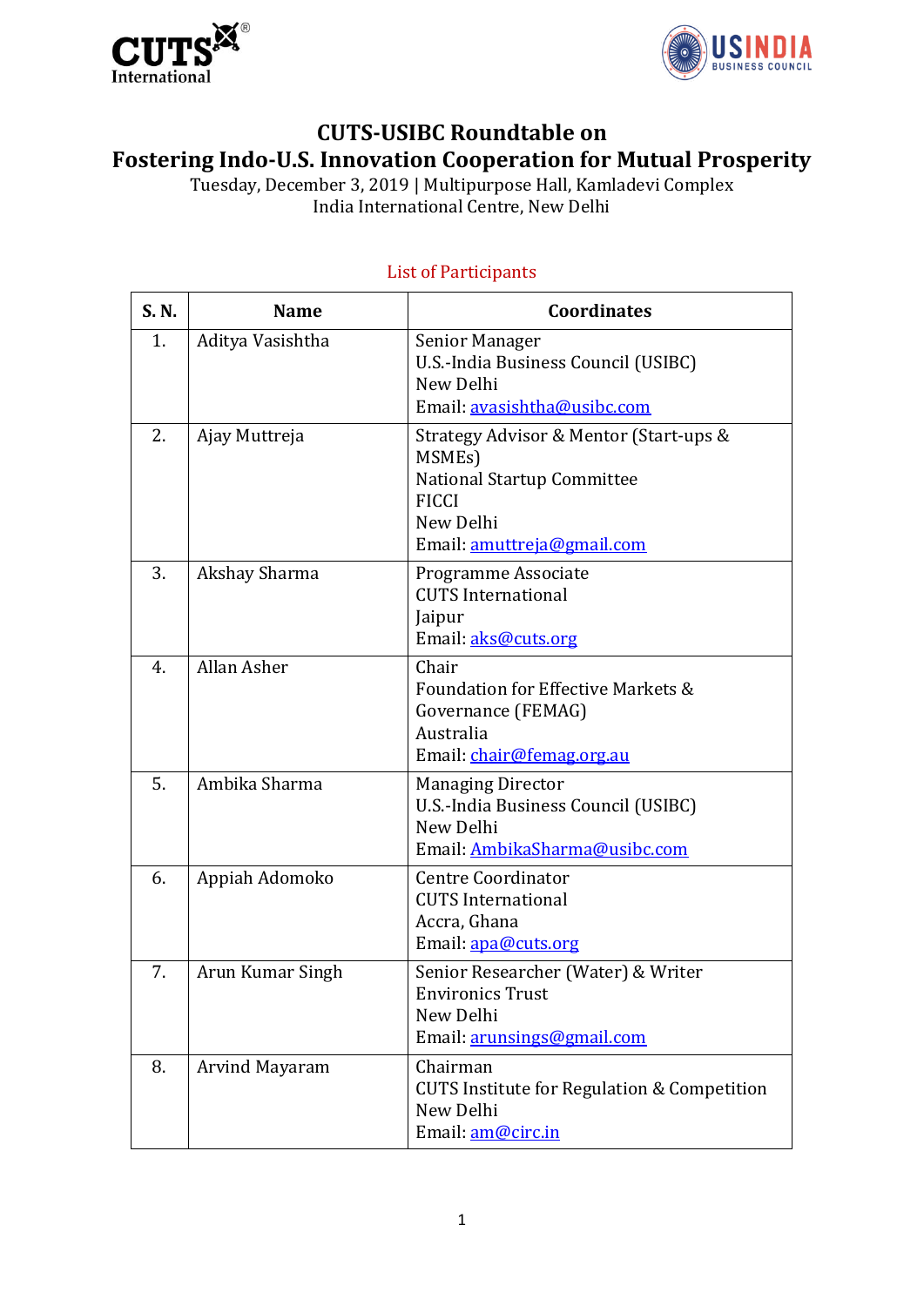# CUTS-USIBC Roundtable on
# Fostering Indo-U.S. Innovation Cooperation for Mutual Prosperity

Tuesday, December 3, 2019 | Multipurpose Hall, Kamladevi Complex
India International Centre, New Delhi

## List of Participants

| S. N. | Name | Coordinates |
|---|---|---|
| 1. | Aditya Vasishtha | Senior Manager<br>U.S.-India Business Council (USIBC)<br>New Delhi<br>Email: avasishtha@usibc.com |
| 2. | Ajay Muttreja | Strategy Advisor & Mentor (Start-ups & MSMEs)<br>National Startup Committee<br>FICCI<br>New Delhi<br>Email: amuttreja@gmail.com |
| 3. | Akshay Sharma | Programme Associate<br>CUTS International<br>Jaipur<br>Email: aks@cuts.org |
| 4. | Allan Asher | Chair<br>Foundation for Effective Markets & Governance (FEMAG)<br>Australia<br>Email: chair@femag.org.au |
| 5. | Ambika Sharma | Managing Director<br>U.S.-India Business Council (USIBC)<br>New Delhi<br>Email: AmbikaSharma@usibc.com |
| 6. | Appiah Adomoko | Centre Coordinator<br>CUTS International<br>Accra, Ghana<br>Email: apa@cuts.org |
| 7. | Arun Kumar Singh | Senior Researcher (Water) & Writer<br>Environics Trust<br>New Delhi<br>Email: arunsings@gmail.com |
| 8. | Arvind Mayaram | Chairman<br>CUTS Institute for Regulation & Competition<br>New Delhi<br>Email: am@circ.in |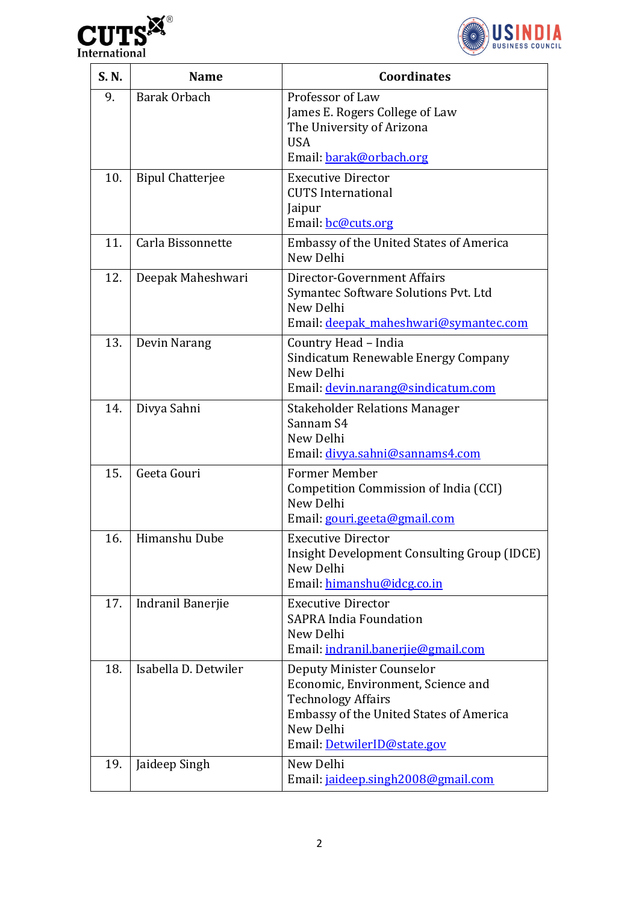| S. N. | Name | Coordinates |
|---|---|---|
| 9. | Barak Orbach | Professor of Law<br>James E. Rogers College of Law<br>The University of Arizona<br>USA<br>Email: barak@orbach.org |
| 10. | Bipul Chatterjee | Executive Director<br>CUTS International<br>Jaipur<br>Email: bc@cuts.org |
| 11. | Carla Bissonnette | Embassy of the United States of America<br>New Delhi |
| 12. | Deepak Maheshwari | Director-Government Affairs<br>Symantec Software Solutions Pvt. Ltd<br>New Delhi<br>Email: deepak_maheshwari@symantec.com |
| 13. | Devin Narang | Country Head – India<br>Sindicatum Renewable Energy Company<br>New Delhi<br>Email: devin.narang@sindicatum.com |
| 14. | Divya Sahni | Stakeholder Relations Manager<br>Sannam S4<br>New Delhi<br>Email: divya.sahni@sannams4.com |
| 15. | Geeta Gouri | Former Member<br>Competition Commission of India (CCI)<br>New Delhi<br>Email: gouri.geeta@gmail.com |
| 16. | Himanshu Dube | Executive Director<br>Insight Development Consulting Group (IDCE)<br>New Delhi<br>Email: himanshu@idcg.co.in |
| 17. | Indranil Banerjie | Executive Director<br>SAPRA India Foundation<br>New Delhi<br>Email: indranil.banerjie@gmail.com |
| 18. | Isabella D. Detwiler | Deputy Minister Counselor<br>Economic, Environment, Science and Technology Affairs<br>Embassy of the United States of America<br>New Delhi<br>Email: DetwilerID@state.gov |
| 19. | Jaideep Singh | New Delhi<br>Email: jaideep.singh2008@gmail.com |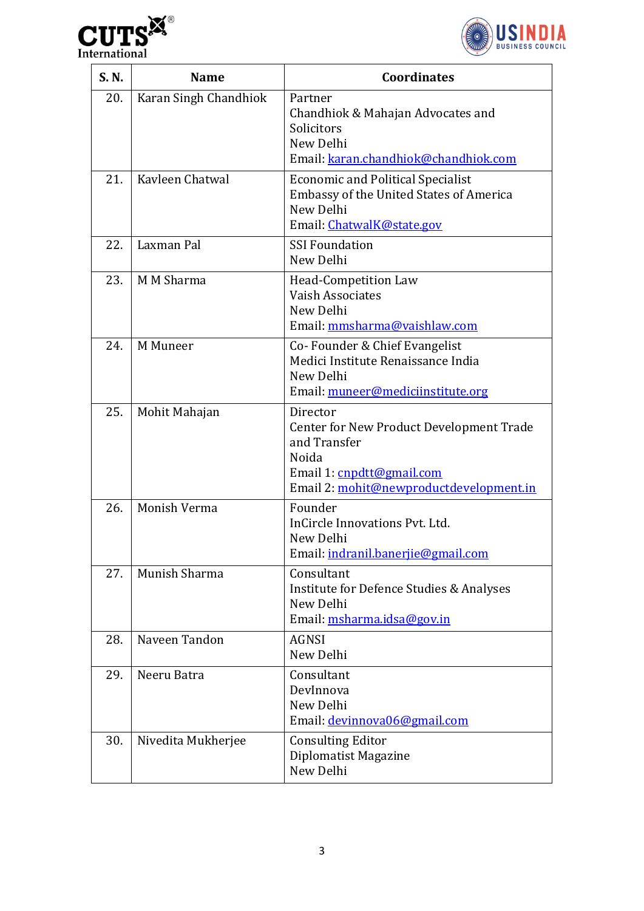| S. N. | Name | Coordinates |
|---|---|---|
| 20. | Karan Singh Chandhiok | Partner<br>Chandhiok & Mahajan Advocates and Solicitors<br>New Delhi<br>Email: karan.chandhiok@chandhiok.com |
| 21. | Kavleen Chatwal | Economic and Political Specialist<br>Embassy of the United States of America<br>New Delhi<br>Email: ChatwalK@state.gov |
| 22. | Laxman Pal | SSI Foundation<br>New Delhi |
| 23. | M M Sharma | Head-Competition Law<br>Vaish Associates<br>New Delhi<br>Email: mmsharma@vaishlaw.com |
| 24. | M Muneer | Co- Founder & Chief Evangelist<br>Medici Institute Renaissance India<br>New Delhi<br>Email: muneer@mediciinstitute.org |
| 25. | Mohit Mahajan | Director<br>Center for New Product Development Trade and Transfer<br>Noida<br>Email 1: cnpdtt@gmail.com<br>Email 2: mohit@newproductdevelopment.in |
| 26. | Monish Verma | Founder<br>InCircle Innovations Pvt. Ltd.<br>New Delhi<br>Email: indranil.banerjie@gmail.com |
| 27. | Munish Sharma | Consultant<br>Institute for Defence Studies & Analyses<br>New Delhi<br>Email: msharma.idsa@gov.in |
| 28. | Naveen Tandon | AGNSI<br>New Delhi |
| 29. | Neeru Batra | Consultant<br>DevInnova<br>New Delhi<br>Email: devinnova06@gmail.com |
| 30. | Nivedita Mukherjee | Consulting Editor<br>Diplomatist Magazine<br>New Delhi |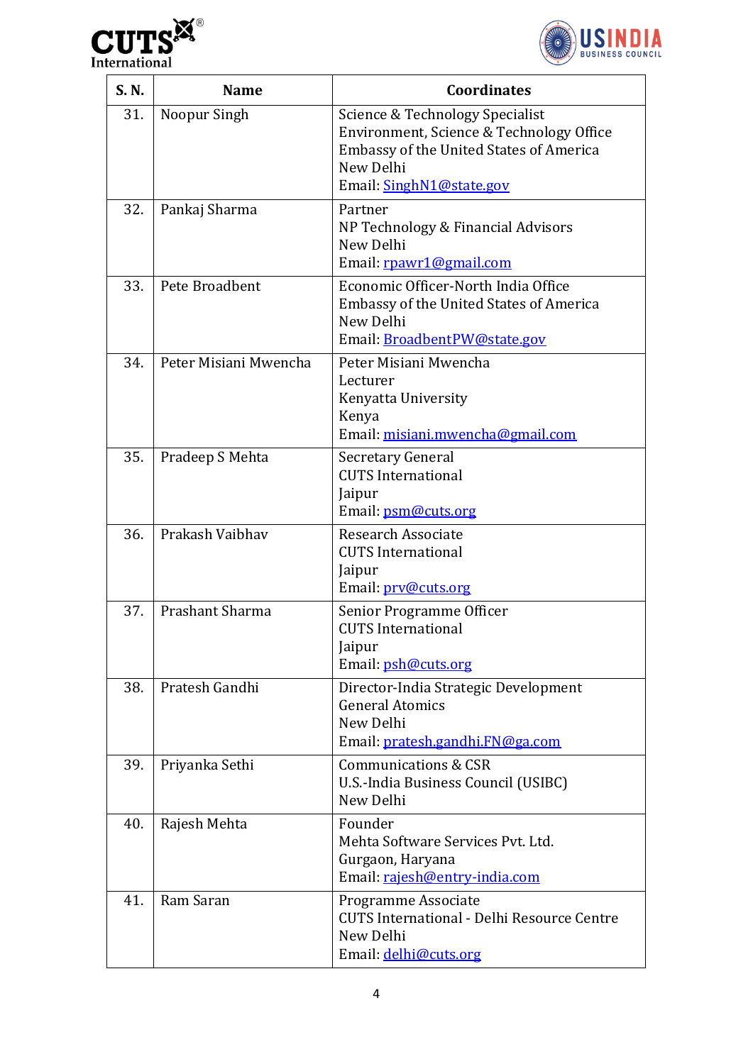| S. N. | Name | Coordinates |
|---|---|---|
| 31. | Noopur Singh | Science & Technology Specialist<br>Environment, Science & Technology Office<br>Embassy of the United States of America<br>New Delhi<br>Email: SinghN1@state.gov |
| 32. | Pankaj Sharma | Partner<br>NP Technology & Financial Advisors<br>New Delhi<br>Email: rpawr1@gmail.com |
| 33. | Pete Broadbent | Economic Officer-North India Office<br>Embassy of the United States of America<br>New Delhi<br>Email: BroadbentPW@state.gov |
| 34. | Peter Misiani Mwencha | Peter Misiani Mwencha<br>Lecturer<br>Kenyatta University<br>Kenya<br>Email: misiani.mwencha@gmail.com |
| 35. | Pradeep S Mehta | Secretary General<br>CUTS International<br>Jaipur<br>Email: psm@cuts.org |
| 36. | Prakash Vaibhav | Research Associate<br>CUTS International<br>Jaipur<br>Email: prv@cuts.org |
| 37. | Prashant Sharma | Senior Programme Officer<br>CUTS International<br>Jaipur<br>Email: psh@cuts.org |
| 38. | Pratesh Gandhi | Director-India Strategic Development<br>General Atomics<br>New Delhi<br>Email: pratesh.gandhi.FN@ga.com |
| 39. | Priyanka Sethi | Communications & CSR<br>U.S.-India Business Council (USIBC)<br>New Delhi |
| 40. | Rajesh Mehta | Founder<br>Mehta Software Services Pvt. Ltd.<br>Gurgaon, Haryana<br>Email: rajesh@entry-india.com |
| 41. | Ram Saran | Programme Associate<br>CUTS International - Delhi Resource Centre<br>New Delhi<br>Email: delhi@cuts.org |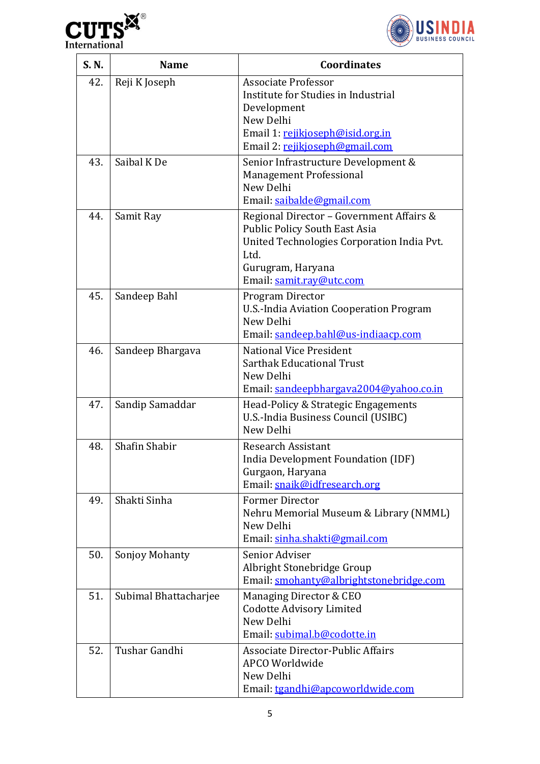| S. N. | Name | Coordinates |
|---|---|---|
| 42. | Reji K Joseph | Associate Professor<br>Institute for Studies in Industrial Development<br>New Delhi<br>Email 1: rejikjoseph@isid.org.in<br>Email 2: rejikjoseph@gmail.com |
| 43. | Saibal K De | Senior Infrastructure Development & Management Professional<br>New Delhi<br>Email: saibalde@gmail.com |
| 44. | Samit Ray | Regional Director – Government Affairs & Public Policy South East Asia<br>United Technologies Corporation India Pvt. Ltd.<br>Gurugram, Haryana<br>Email: samit.ray@utc.com |
| 45. | Sandeep Bahl | Program Director<br>U.S.-India Aviation Cooperation Program<br>New Delhi<br>Email: sandeep.bahl@us-indiaacp.com |
| 46. | Sandeep Bhargava | National Vice President<br>Sarthak Educational Trust<br>New Delhi<br>Email: sandeepbhargava2004@yahoo.co.in |
| 47. | Sandip Samaddar | Head-Policy & Strategic Engagements<br>U.S.-India Business Council (USIBC)<br>New Delhi |
| 48. | Shafin Shabir | Research Assistant<br>India Development Foundation (IDF)<br>Gurgaon, Haryana<br>Email: snaik@idfresearch.org |
| 49. | Shakti Sinha | Former Director<br>Nehru Memorial Museum & Library (NMML)<br>New Delhi<br>Email: sinha.shakti@gmail.com |
| 50. | Sonjoy Mohanty | Senior Adviser<br>Albright Stonebridge Group<br>Email: smohanty@albrightstonebridge.com |
| 51. | Subimal Bhattacharjee | Managing Director & CEO<br>Codotte Advisory Limited<br>New Delhi<br>Email: subimal.b@codotte.in |
| 52. | Tushar Gandhi | Associate Director-Public Affairs<br>APCO Worldwide<br>New Delhi<br>Email: tgandhi@apcoworldwide.com |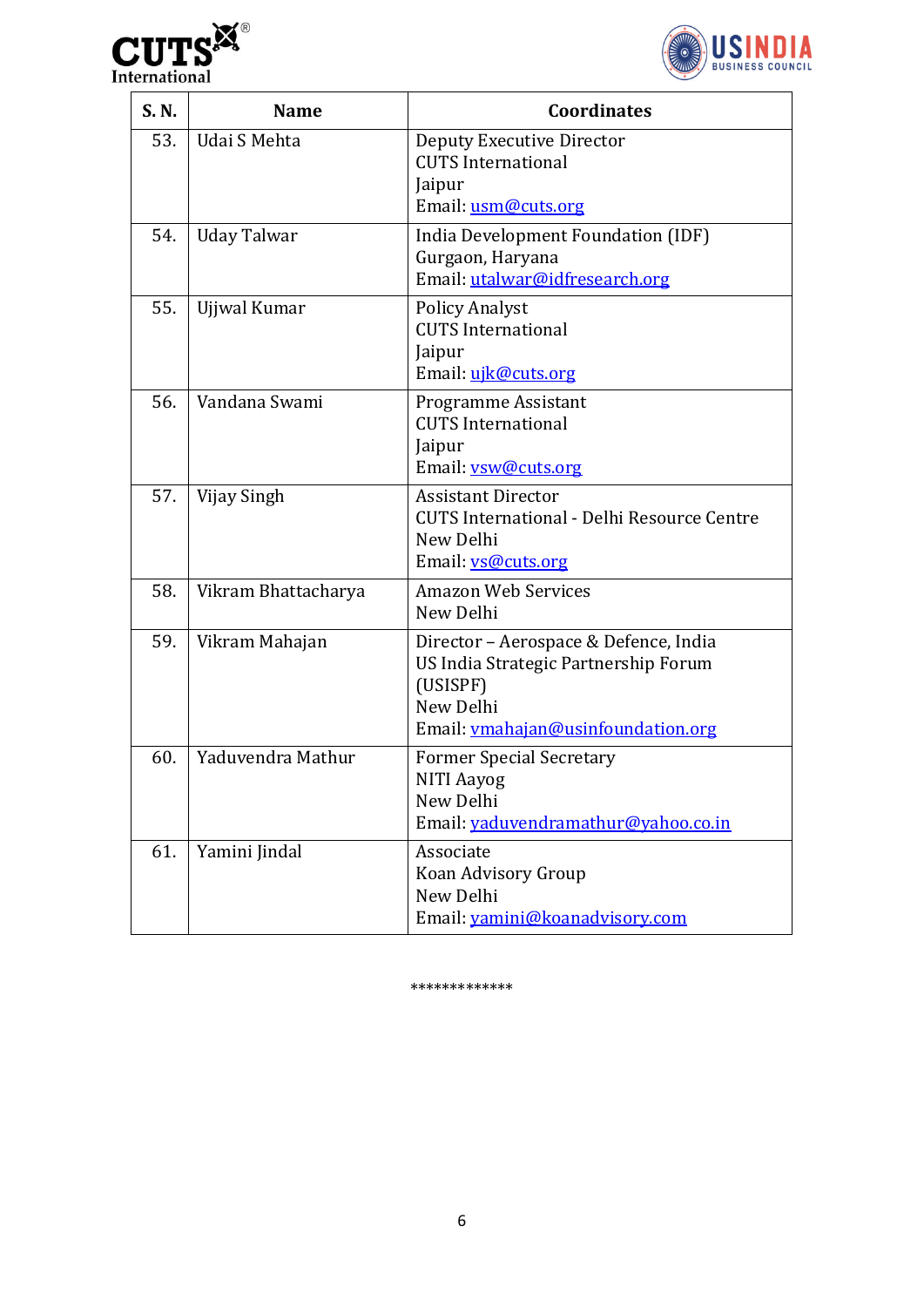| S. N. | Name | Coordinates |
|---|---|---|
| 53. | Udai S Mehta | Deputy Executive Director<br>CUTS International<br>Jaipur<br>Email: usm@cuts.org |
| 54. | Uday Talwar | India Development Foundation (IDF)<br>Gurgaon, Haryana<br>Email: utalwar@idfresearch.org |
| 55. | Ujjwal Kumar | Policy Analyst<br>CUTS International<br>Jaipur<br>Email: ujk@cuts.org |
| 56. | Vandana Swami | Programme Assistant<br>CUTS International<br>Jaipur<br>Email: vsw@cuts.org |
| 57. | Vijay Singh | Assistant Director<br>CUTS International - Delhi Resource Centre<br>New Delhi<br>Email: vs@cuts.org |
| 58. | Vikram Bhattacharya | Amazon Web Services<br>New Delhi |
| 59. | Vikram Mahajan | Director – Aerospace & Defence, India<br>US India Strategic Partnership Forum (USISPF)<br>New Delhi<br>Email: vmahajan@usinfoundation.org |
| 60. | Yaduvendra Mathur | Former Special Secretary<br>NITI Aayog<br>New Delhi<br>Email: yaduvendramathur@yahoo.co.in |
| 61. | Yamini Jindal | Associate<br>Koan Advisory Group<br>New Delhi<br>Email: yamini@koanadvisory.com |

*************